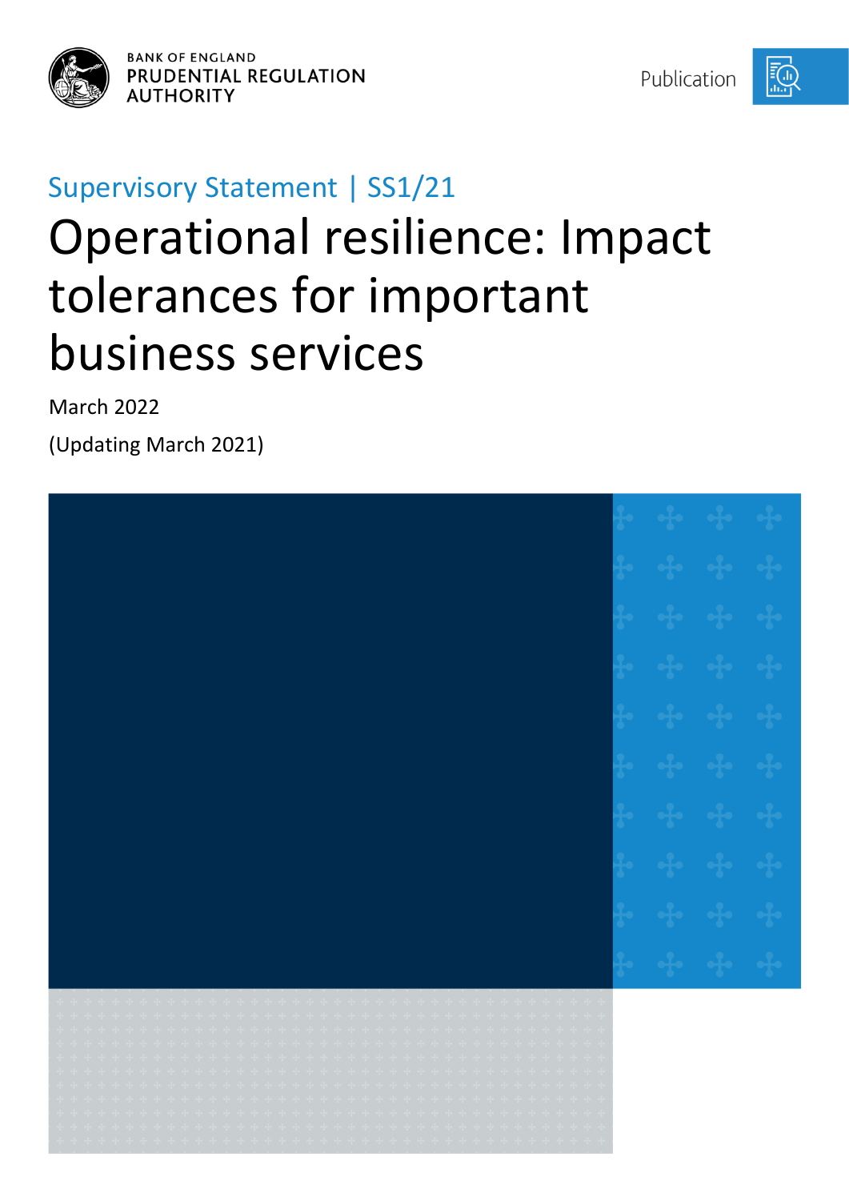BANK OF ENGLAND
PRUDENTIAL REGULATION
AUTHORITY

Publication

Supervisory Statement | SS1/21

# Operational resilience: Impact tolerances for important business services

March 2022

(Updating March 2021)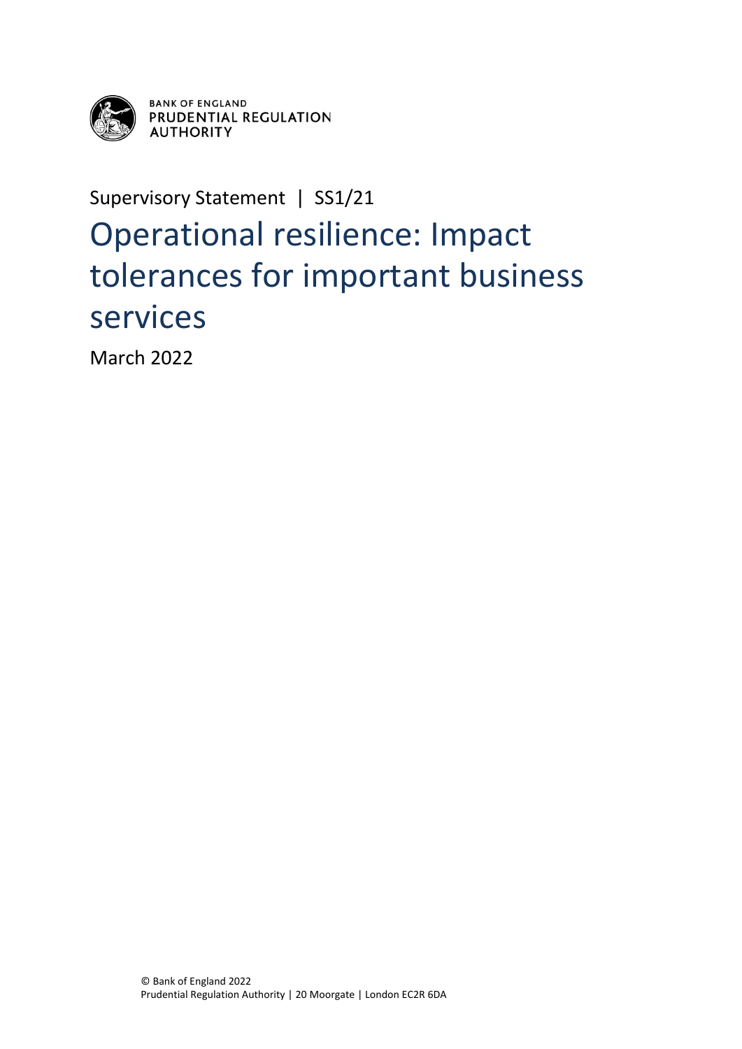BANK OF ENGLAND
PRUDENTIAL REGULATION AUTHORITY

Supervisory Statement | SS1/21

# Operational resilience: Impact tolerances for important business services

March 2022

© Bank of England 2022
Prudential Regulation Authority | 20 Moorgate | London EC2R 6DA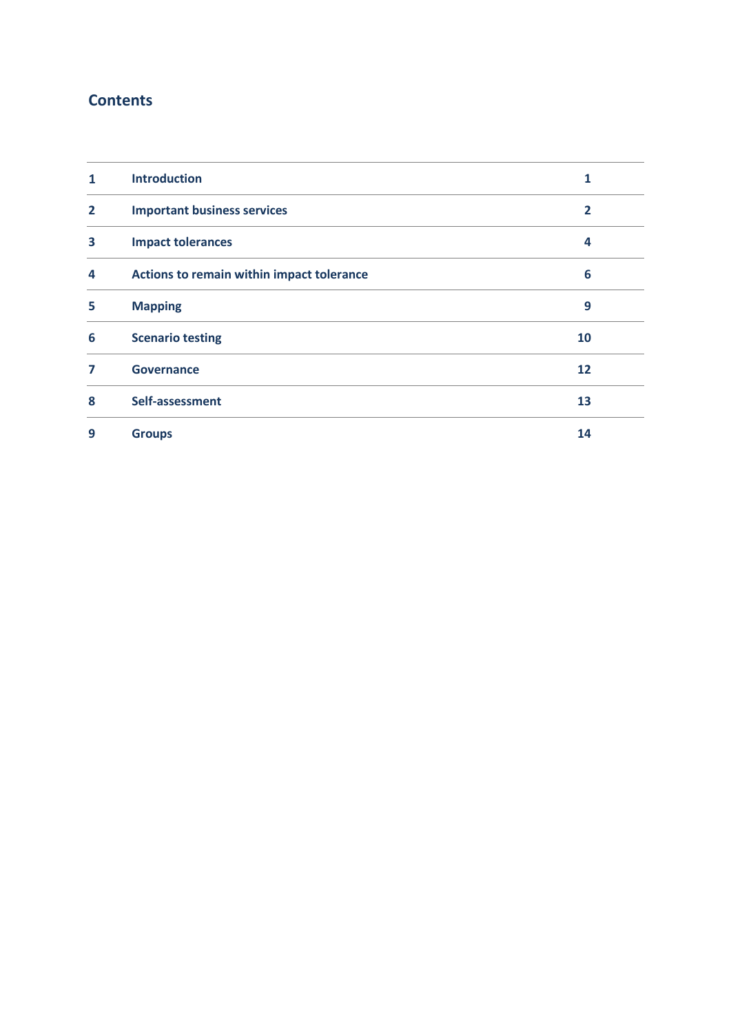## Contents

| | | |
|---|---|---|
| 1 | Introduction | 1 |
| 2 | Important business services | 2 |
| 3 | Impact tolerances | 4 |
| 4 | Actions to remain within impact tolerance | 6 |
| 5 | Mapping | 9 |
| 6 | Scenario testing | 10 |
| 7 | Governance | 12 |
| 8 | Self-assessment | 13 |
| 9 | Groups | 14 |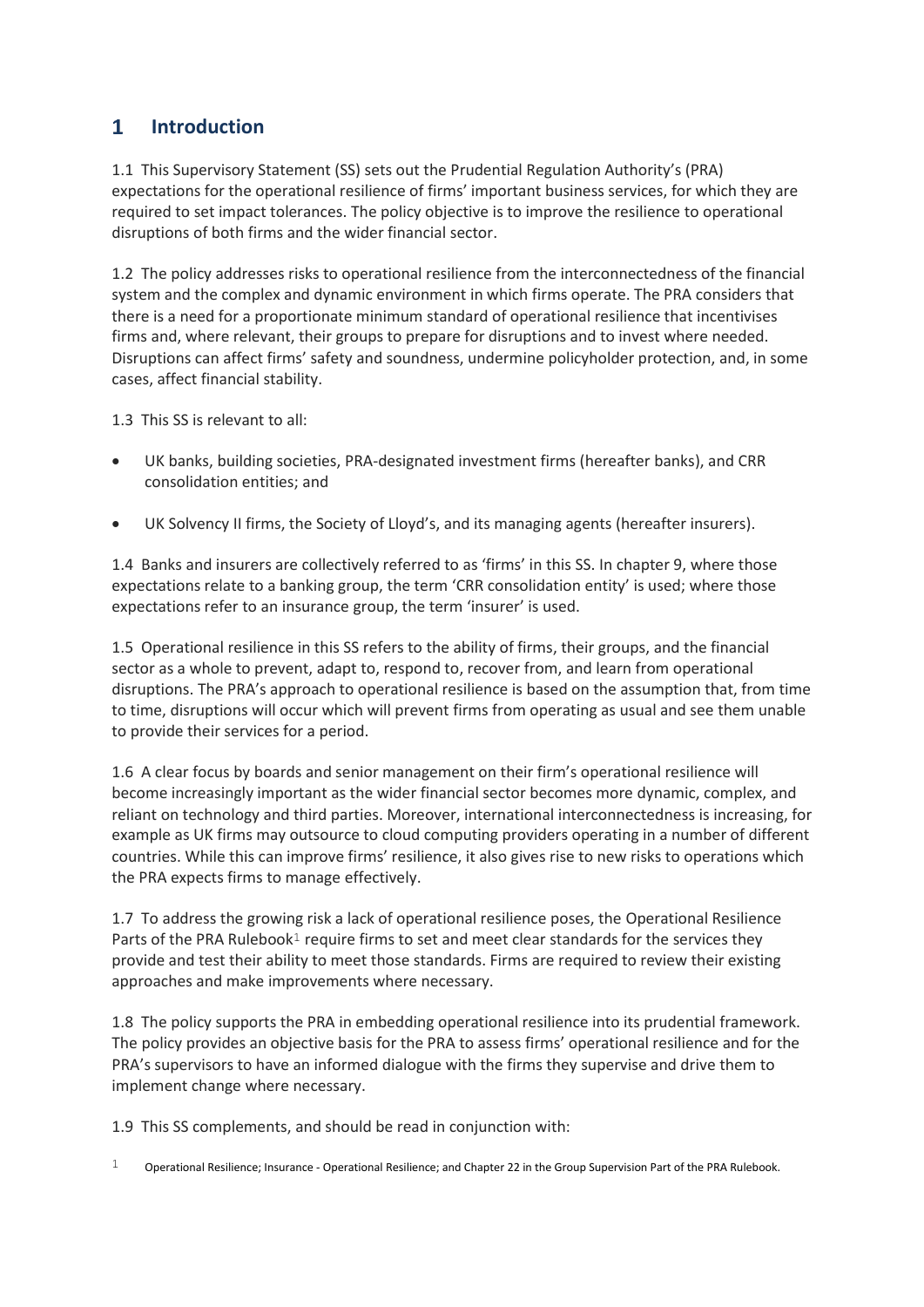# 1 Introduction

1.1 This Supervisory Statement (SS) sets out the Prudential Regulation Authority's (PRA) expectations for the operational resilience of firms' important business services, for which they are required to set impact tolerances. The policy objective is to improve the resilience to operational disruptions of both firms and the wider financial sector.

1.2 The policy addresses risks to operational resilience from the interconnectedness of the financial system and the complex and dynamic environment in which firms operate. The PRA considers that there is a need for a proportionate minimum standard of operational resilience that incentivises firms and, where relevant, their groups to prepare for disruptions and to invest where needed. Disruptions can affect firms' safety and soundness, undermine policyholder protection, and, in some cases, affect financial stability.

1.3 This SS is relevant to all:

- UK banks, building societies, PRA-designated investment firms (hereafter banks), and CRR consolidation entities; and
- UK Solvency II firms, the Society of Lloyd's, and its managing agents (hereafter insurers).

1.4 Banks and insurers are collectively referred to as 'firms' in this SS. In chapter 9, where those expectations relate to a banking group, the term 'CRR consolidation entity' is used; where those expectations refer to an insurance group, the term 'insurer' is used.

1.5 Operational resilience in this SS refers to the ability of firms, their groups, and the financial sector as a whole to prevent, adapt to, respond to, recover from, and learn from operational disruptions. The PRA's approach to operational resilience is based on the assumption that, from time to time, disruptions will occur which will prevent firms from operating as usual and see them unable to provide their services for a period.

1.6 A clear focus by boards and senior management on their firm's operational resilience will become increasingly important as the wider financial sector becomes more dynamic, complex, and reliant on technology and third parties. Moreover, international interconnectedness is increasing, for example as UK firms may outsource to cloud computing providers operating in a number of different countries. While this can improve firms' resilience, it also gives rise to new risks to operations which the PRA expects firms to manage effectively.

1.7 To address the growing risk a lack of operational resilience poses, the Operational Resilience Parts of the PRA Rulebook[1] require firms to set and meet clear standards for the services they provide and test their ability to meet those standards. Firms are required to review their existing approaches and make improvements where necessary.

1.8 The policy supports the PRA in embedding operational resilience into its prudential framework. The policy provides an objective basis for the PRA to assess firms' operational resilience and for the PRA's supervisors to have an informed dialogue with the firms they supervise and drive them to implement change where necessary.

1.9 This SS complements, and should be read in conjunction with:

[1] Operational Resilience; Insurance - Operational Resilience; and Chapter 22 in the Group Supervision Part of the PRA Rulebook.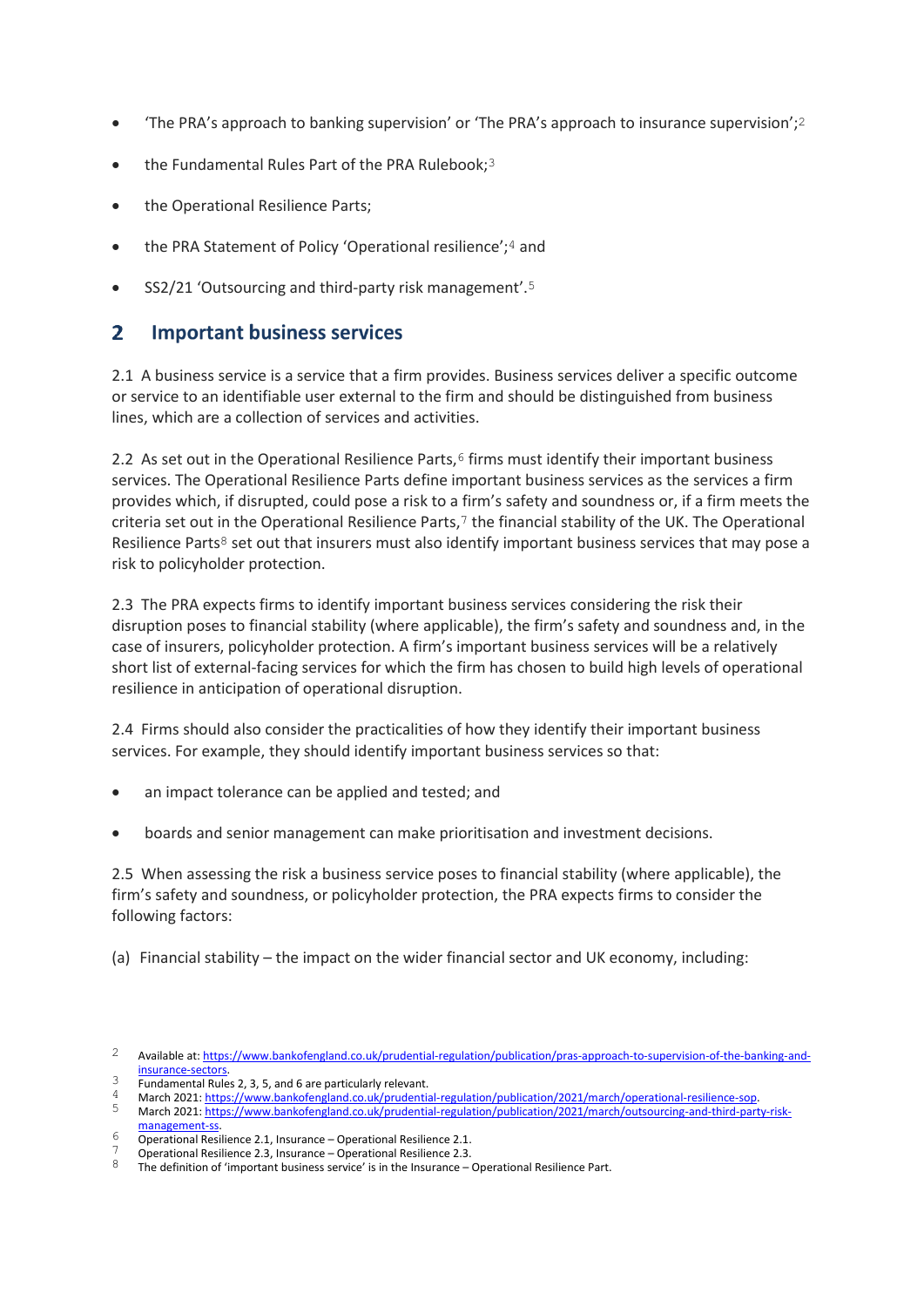- 'The PRA's approach to banking supervision' or 'The PRA's approach to insurance supervision';[2]
- the Fundamental Rules Part of the PRA Rulebook;[3]
- the Operational Resilience Parts;
- the PRA Statement of Policy 'Operational resilience';[4] and
- SS2/21 'Outsourcing and third-party risk management'.[5]

## 2 Important business services

2.1 A business service is a service that a firm provides. Business services deliver a specific outcome or service to an identifiable user external to the firm and should be distinguished from business lines, which are a collection of services and activities.

2.2 As set out in the Operational Resilience Parts,[6] firms must identify their important business services. The Operational Resilience Parts define important business services as the services a firm provides which, if disrupted, could pose a risk to a firm's safety and soundness or, if a firm meets the criteria set out in the Operational Resilience Parts,[7] the financial stability of the UK. The Operational Resilience Parts[8] set out that insurers must also identify important business services that may pose a risk to policyholder protection.

2.3 The PRA expects firms to identify important business services considering the risk their disruption poses to financial stability (where applicable), the firm's safety and soundness and, in the case of insurers, policyholder protection. A firm's important business services will be a relatively short list of external-facing services for which the firm has chosen to build high levels of operational resilience in anticipation of operational disruption.

2.4 Firms should also consider the practicalities of how they identify their important business services. For example, they should identify important business services so that:

- an impact tolerance can be applied and tested; and
- boards and senior management can make prioritisation and investment decisions.

2.5 When assessing the risk a business service poses to financial stability (where applicable), the firm's safety and soundness, or policyholder protection, the PRA expects firms to consider the following factors:

(a) Financial stability – the impact on the wider financial sector and UK economy, including:

---

[2] Available at: https://www.bankofengland.co.uk/prudential-regulation/publication/pras-approach-to-supervision-of-the-banking-and-insurance-sectors.

[3] Fundamental Rules 2, 3, 5, and 6 are particularly relevant.

[4] March 2021: https://www.bankofengland.co.uk/prudential-regulation/publication/2021/march/operational-resilience-sop.

[5] March 2021: https://www.bankofengland.co.uk/prudential-regulation/publication/2021/march/outsourcing-and-third-party-risk-management-ss.

[6] Operational Resilience 2.1, Insurance – Operational Resilience 2.1.

[7] Operational Resilience 2.3, Insurance – Operational Resilience 2.3.

[8] The definition of 'important business service' is in the Insurance – Operational Resilience Part.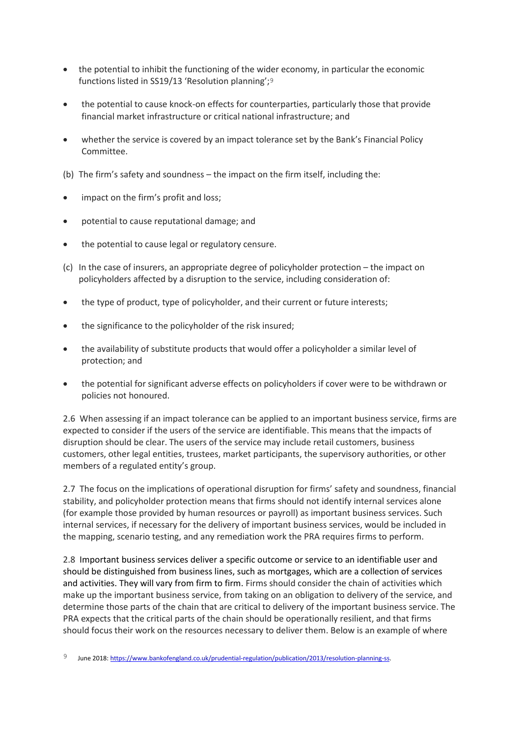- the potential to inhibit the functioning of the wider economy, in particular the economic functions listed in SS19/13 'Resolution planning';[9]
- the potential to cause knock-on effects for counterparties, particularly those that provide financial market infrastructure or critical national infrastructure; and
- whether the service is covered by an impact tolerance set by the Bank's Financial Policy Committee.

(b) The firm's safety and soundness – the impact on the firm itself, including the:

- impact on the firm's profit and loss;
- potential to cause reputational damage; and
- the potential to cause legal or regulatory censure.

(c) In the case of insurers, an appropriate degree of policyholder protection – the impact on policyholders affected by a disruption to the service, including consideration of:

- the type of product, type of policyholder, and their current or future interests;
- the significance to the policyholder of the risk insured;
- the availability of substitute products that would offer a policyholder a similar level of protection; and
- the potential for significant adverse effects on policyholders if cover were to be withdrawn or policies not honoured.

2.6 When assessing if an impact tolerance can be applied to an important business service, firms are expected to consider if the users of the service are identifiable. This means that the impacts of disruption should be clear. The users of the service may include retail customers, business customers, other legal entities, trustees, market participants, the supervisory authorities, or other members of a regulated entity's group.

2.7 The focus on the implications of operational disruption for firms' safety and soundness, financial stability, and policyholder protection means that firms should not identify internal services alone (for example those provided by human resources or payroll) as important business services. Such internal services, if necessary for the delivery of important business services, would be included in the mapping, scenario testing, and any remediation work the PRA requires firms to perform.

2.8 Important business services deliver a specific outcome or service to an identifiable user and should be distinguished from business lines, such as mortgages, which are a collection of services and activities. They will vary from firm to firm. Firms should consider the chain of activities which make up the important business service, from taking on an obligation to delivery of the service, and determine those parts of the chain that are critical to delivery of the important business service. The PRA expects that the critical parts of the chain should be operationally resilient, and that firms should focus their work on the resources necessary to deliver them. Below is an example of where

[9] June 2018: https://www.bankofengland.co.uk/prudential-regulation/publication/2013/resolution-planning-ss.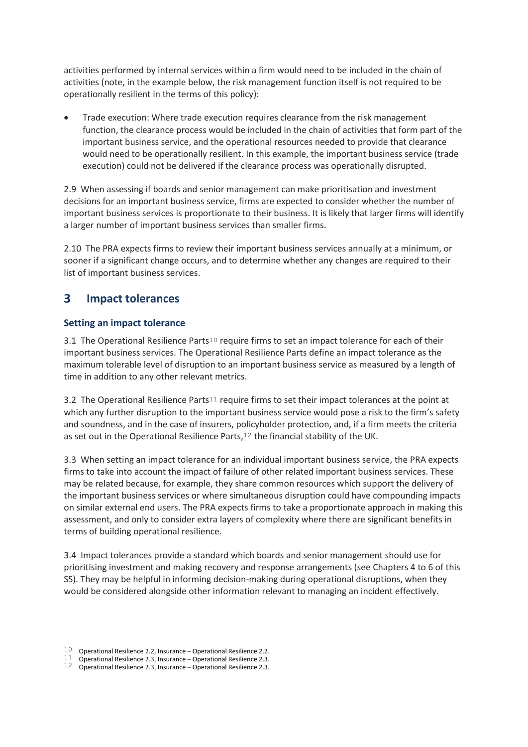activities performed by internal services within a firm would need to be included in the chain of activities (note, in the example below, the risk management function itself is not required to be operationally resilient in the terms of this policy):

- Trade execution: Where trade execution requires clearance from the risk management function, the clearance process would be included in the chain of activities that form part of the important business service, and the operational resources needed to provide that clearance would need to be operationally resilient. In this example, the important business service (trade execution) could not be delivered if the clearance process was operationally disrupted.

2.9 When assessing if boards and senior management can make prioritisation and investment decisions for an important business service, firms are expected to consider whether the number of important business services is proportionate to their business. It is likely that larger firms will identify a larger number of important business services than smaller firms.

2.10 The PRA expects firms to review their important business services annually at a minimum, or sooner if a significant change occurs, and to determine whether any changes are required to their list of important business services.

## 3 Impact tolerances

### Setting an impact tolerance

3.1 The Operational Resilience Parts[10] require firms to set an impact tolerance for each of their important business services. The Operational Resilience Parts define an impact tolerance as the maximum tolerable level of disruption to an important business service as measured by a length of time in addition to any other relevant metrics.

3.2 The Operational Resilience Parts[11] require firms to set their impact tolerances at the point at which any further disruption to the important business service would pose a risk to the firm's safety and soundness, and in the case of insurers, policyholder protection, and, if a firm meets the criteria as set out in the Operational Resilience Parts,[12] the financial stability of the UK.

3.3 When setting an impact tolerance for an individual important business service, the PRA expects firms to take into account the impact of failure of other related important business services. These may be related because, for example, they share common resources which support the delivery of the important business services or where simultaneous disruption could have compounding impacts on similar external end users. The PRA expects firms to take a proportionate approach in making this assessment, and only to consider extra layers of complexity where there are significant benefits in terms of building operational resilience.

3.4 Impact tolerances provide a standard which boards and senior management should use for prioritising investment and making recovery and response arrangements (see Chapters 4 to 6 of this SS). They may be helpful in informing decision-making during operational disruptions, when they would be considered alongside other information relevant to managing an incident effectively.

[10] Operational Resilience 2.2, Insurance – Operational Resilience 2.2.
[11] Operational Resilience 2.3, Insurance – Operational Resilience 2.3.
[12] Operational Resilience 2.3, Insurance – Operational Resilience 2.3.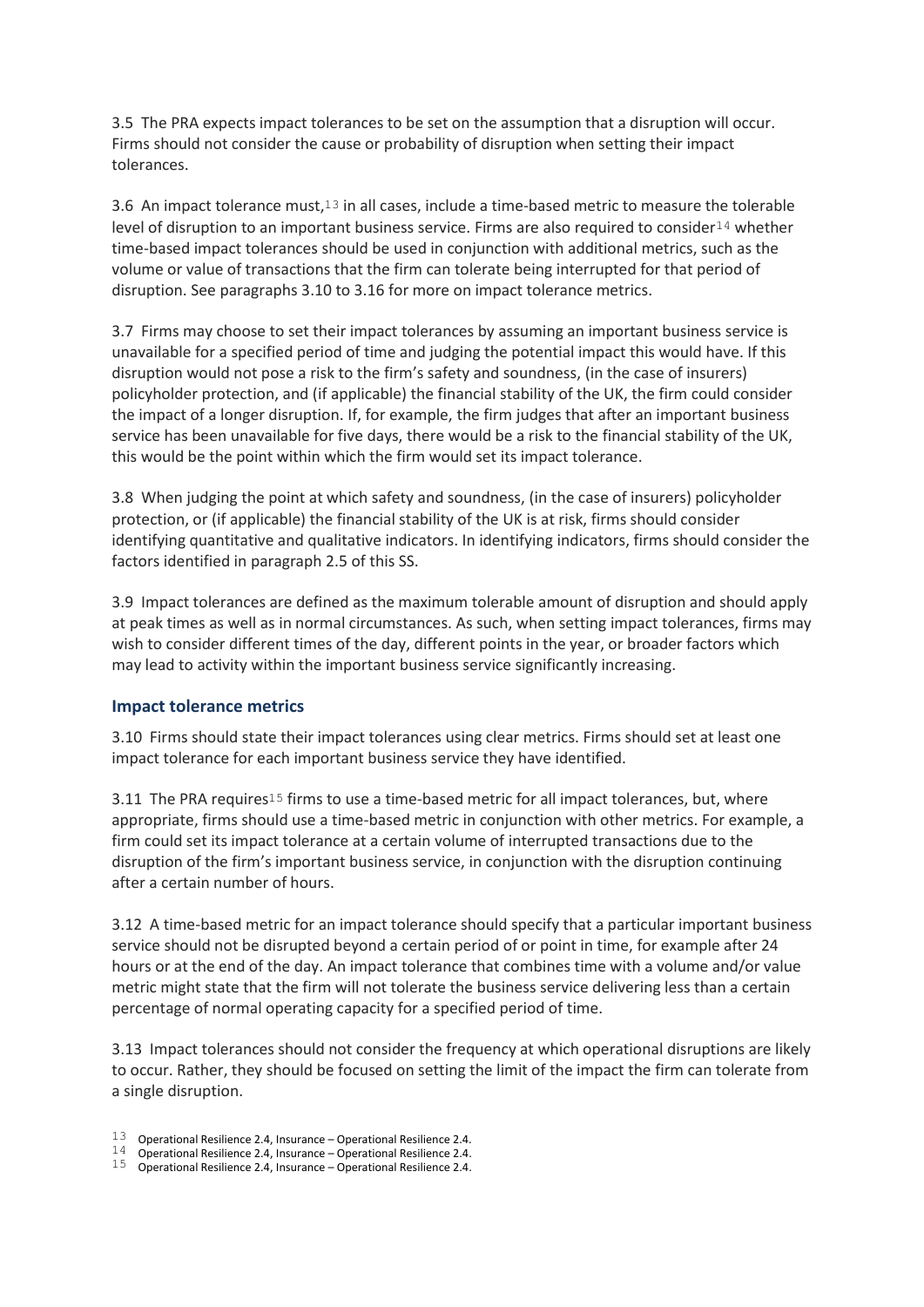3.5 The PRA expects impact tolerances to be set on the assumption that a disruption will occur. Firms should not consider the cause or probability of disruption when setting their impact tolerances.

3.6 An impact tolerance must,[13] in all cases, include a time-based metric to measure the tolerable level of disruption to an important business service. Firms are also required to consider[14] whether time-based impact tolerances should be used in conjunction with additional metrics, such as the volume or value of transactions that the firm can tolerate being interrupted for that period of disruption. See paragraphs 3.10 to 3.16 for more on impact tolerance metrics.

3.7 Firms may choose to set their impact tolerances by assuming an important business service is unavailable for a specified period of time and judging the potential impact this would have. If this disruption would not pose a risk to the firm's safety and soundness, (in the case of insurers) policyholder protection, and (if applicable) the financial stability of the UK, the firm could consider the impact of a longer disruption. If, for example, the firm judges that after an important business service has been unavailable for five days, there would be a risk to the financial stability of the UK, this would be the point within which the firm would set its impact tolerance.

3.8 When judging the point at which safety and soundness, (in the case of insurers) policyholder protection, or (if applicable) the financial stability of the UK is at risk, firms should consider identifying quantitative and qualitative indicators. In identifying indicators, firms should consider the factors identified in paragraph 2.5 of this SS.

3.9 Impact tolerances are defined as the maximum tolerable amount of disruption and should apply at peak times as well as in normal circumstances. As such, when setting impact tolerances, firms may wish to consider different times of the day, different points in the year, or broader factors which may lead to activity within the important business service significantly increasing.

### Impact tolerance metrics

3.10 Firms should state their impact tolerances using clear metrics. Firms should set at least one impact tolerance for each important business service they have identified.

3.11 The PRA requires[15] firms to use a time-based metric for all impact tolerances, but, where appropriate, firms should use a time-based metric in conjunction with other metrics. For example, a firm could set its impact tolerance at a certain volume of interrupted transactions due to the disruption of the firm's important business service, in conjunction with the disruption continuing after a certain number of hours.

3.12 A time-based metric for an impact tolerance should specify that a particular important business service should not be disrupted beyond a certain period of or point in time, for example after 24 hours or at the end of the day. An impact tolerance that combines time with a volume and/or value metric might state that the firm will not tolerate the business service delivering less than a certain percentage of normal operating capacity for a specified period of time.

3.13 Impact tolerances should not consider the frequency at which operational disruptions are likely to occur. Rather, they should be focused on setting the limit of the impact the firm can tolerate from a single disruption.

[13] Operational Resilience 2.4, Insurance – Operational Resilience 2.4.
[14] Operational Resilience 2.4, Insurance – Operational Resilience 2.4.
[15] Operational Resilience 2.4, Insurance – Operational Resilience 2.4.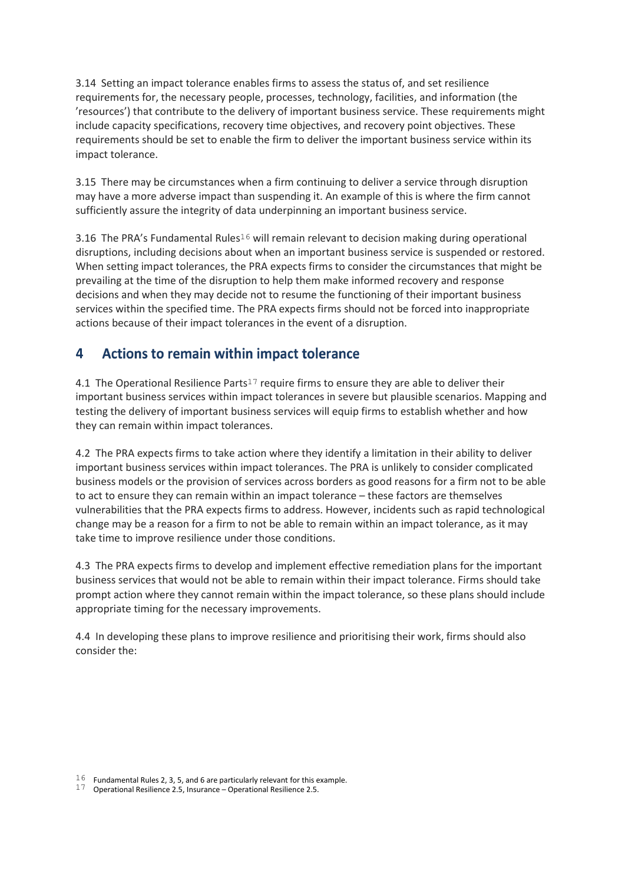3.14 Setting an impact tolerance enables firms to assess the status of, and set resilience requirements for, the necessary people, processes, technology, facilities, and information (the 'resources') that contribute to the delivery of important business service. These requirements might include capacity specifications, recovery time objectives, and recovery point objectives. These requirements should be set to enable the firm to deliver the important business service within its impact tolerance.

3.15 There may be circumstances when a firm continuing to deliver a service through disruption may have a more adverse impact than suspending it. An example of this is where the firm cannot sufficiently assure the integrity of data underpinning an important business service.

3.16 The PRA's Fundamental Rules[16] will remain relevant to decision making during operational disruptions, including decisions about when an important business service is suspended or restored. When setting impact tolerances, the PRA expects firms to consider the circumstances that might be prevailing at the time of the disruption to help them make informed recovery and response decisions and when they may decide not to resume the functioning of their important business services within the specified time. The PRA expects firms should not be forced into inappropriate actions because of their impact tolerances in the event of a disruption.

## 4 Actions to remain within impact tolerance

4.1 The Operational Resilience Parts[17] require firms to ensure they are able to deliver their important business services within impact tolerances in severe but plausible scenarios. Mapping and testing the delivery of important business services will equip firms to establish whether and how they can remain within impact tolerances.

4.2 The PRA expects firms to take action where they identify a limitation in their ability to deliver important business services within impact tolerances. The PRA is unlikely to consider complicated business models or the provision of services across borders as good reasons for a firm not to be able to act to ensure they can remain within an impact tolerance – these factors are themselves vulnerabilities that the PRA expects firms to address. However, incidents such as rapid technological change may be a reason for a firm to not be able to remain within an impact tolerance, as it may take time to improve resilience under those conditions.

4.3 The PRA expects firms to develop and implement effective remediation plans for the important business services that would not be able to remain within their impact tolerance. Firms should take prompt action where they cannot remain within the impact tolerance, so these plans should include appropriate timing for the necessary improvements.

4.4 In developing these plans to improve resilience and prioritising their work, firms should also consider the:

[16] Fundamental Rules 2, 3, 5, and 6 are particularly relevant for this example.

[17] Operational Resilience 2.5, Insurance – Operational Resilience 2.5.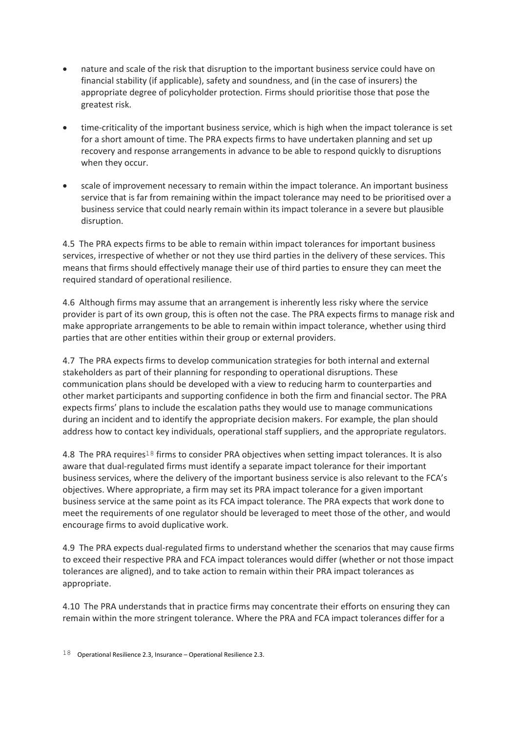- nature and scale of the risk that disruption to the important business service could have on financial stability (if applicable), safety and soundness, and (in the case of insurers) the appropriate degree of policyholder protection. Firms should prioritise those that pose the greatest risk.

- time-criticality of the important business service, which is high when the impact tolerance is set for a short amount of time. The PRA expects firms to have undertaken planning and set up recovery and response arrangements in advance to be able to respond quickly to disruptions when they occur.

- scale of improvement necessary to remain within the impact tolerance. An important business service that is far from remaining within the impact tolerance may need to be prioritised over a business service that could nearly remain within its impact tolerance in a severe but plausible disruption.

4.5 The PRA expects firms to be able to remain within impact tolerances for important business services, irrespective of whether or not they use third parties in the delivery of these services. This means that firms should effectively manage their use of third parties to ensure they can meet the required standard of operational resilience.

4.6 Although firms may assume that an arrangement is inherently less risky where the service provider is part of its own group, this is often not the case. The PRA expects firms to manage risk and make appropriate arrangements to be able to remain within impact tolerance, whether using third parties that are other entities within their group or external providers.

4.7 The PRA expects firms to develop communication strategies for both internal and external stakeholders as part of their planning for responding to operational disruptions. These communication plans should be developed with a view to reducing harm to counterparties and other market participants and supporting confidence in both the firm and financial sector. The PRA expects firms' plans to include the escalation paths they would use to manage communications during an incident and to identify the appropriate decision makers. For example, the plan should address how to contact key individuals, operational staff suppliers, and the appropriate regulators.

4.8 The PRA requires[18] firms to consider PRA objectives when setting impact tolerances. It is also aware that dual-regulated firms must identify a separate impact tolerance for their important business services, where the delivery of the important business service is also relevant to the FCA's objectives. Where appropriate, a firm may set its PRA impact tolerance for a given important business service at the same point as its FCA impact tolerance. The PRA expects that work done to meet the requirements of one regulator should be leveraged to meet those of the other, and would encourage firms to avoid duplicative work.

4.9 The PRA expects dual-regulated firms to understand whether the scenarios that may cause firms to exceed their respective PRA and FCA impact tolerances would differ (whether or not those impact tolerances are aligned), and to take action to remain within their PRA impact tolerances as appropriate.

4.10 The PRA understands that in practice firms may concentrate their efforts on ensuring they can remain within the more stringent tolerance. Where the PRA and FCA impact tolerances differ for a

[18] Operational Resilience 2.3, Insurance – Operational Resilience 2.3.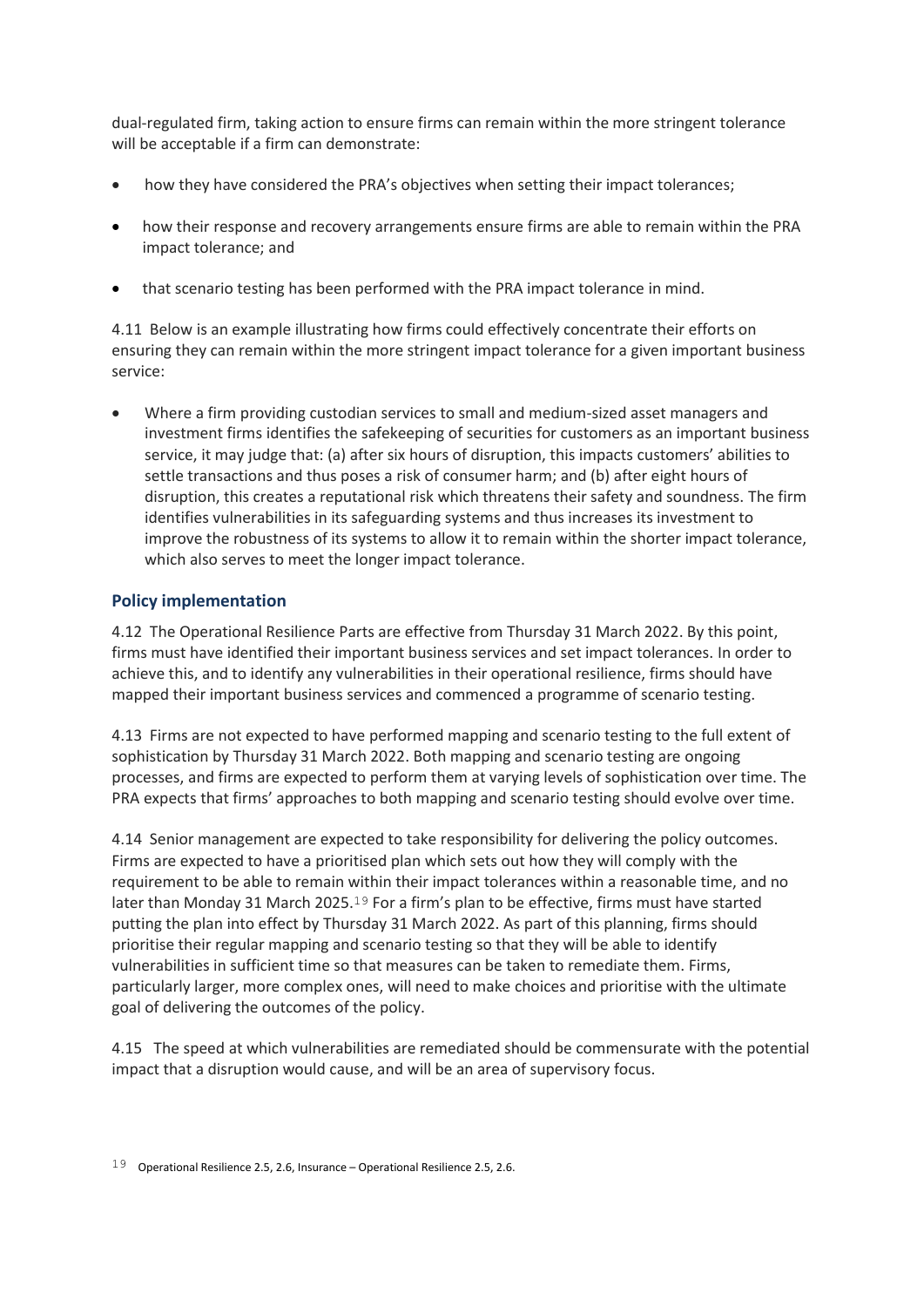dual-regulated firm, taking action to ensure firms can remain within the more stringent tolerance will be acceptable if a firm can demonstrate:

- how they have considered the PRA's objectives when setting their impact tolerances;
- how their response and recovery arrangements ensure firms are able to remain within the PRA impact tolerance; and
- that scenario testing has been performed with the PRA impact tolerance in mind.

4.11 Below is an example illustrating how firms could effectively concentrate their efforts on ensuring they can remain within the more stringent impact tolerance for a given important business service:

- Where a firm providing custodian services to small and medium-sized asset managers and investment firms identifies the safekeeping of securities for customers as an important business service, it may judge that: (a) after six hours of disruption, this impacts customers' abilities to settle transactions and thus poses a risk of consumer harm; and (b) after eight hours of disruption, this creates a reputational risk which threatens their safety and soundness. The firm identifies vulnerabilities in its safeguarding systems and thus increases its investment to improve the robustness of its systems to allow it to remain within the shorter impact tolerance, which also serves to meet the longer impact tolerance.

## Policy implementation

4.12 The Operational Resilience Parts are effective from Thursday 31 March 2022. By this point, firms must have identified their important business services and set impact tolerances. In order to achieve this, and to identify any vulnerabilities in their operational resilience, firms should have mapped their important business services and commenced a programme of scenario testing.

4.13 Firms are not expected to have performed mapping and scenario testing to the full extent of sophistication by Thursday 31 March 2022. Both mapping and scenario testing are ongoing processes, and firms are expected to perform them at varying levels of sophistication over time. The PRA expects that firms' approaches to both mapping and scenario testing should evolve over time.

4.14 Senior management are expected to take responsibility for delivering the policy outcomes. Firms are expected to have a prioritised plan which sets out how they will comply with the requirement to be able to remain within their impact tolerances within a reasonable time, and no later than Monday 31 March 2025.[19] For a firm's plan to be effective, firms must have started putting the plan into effect by Thursday 31 March 2022. As part of this planning, firms should prioritise their regular mapping and scenario testing so that they will be able to identify vulnerabilities in sufficient time so that measures can be taken to remediate them. Firms, particularly larger, more complex ones, will need to make choices and prioritise with the ultimate goal of delivering the outcomes of the policy.

4.15 The speed at which vulnerabilities are remediated should be commensurate with the potential impact that a disruption would cause, and will be an area of supervisory focus.

[19] Operational Resilience 2.5, 2.6, Insurance – Operational Resilience 2.5, 2.6.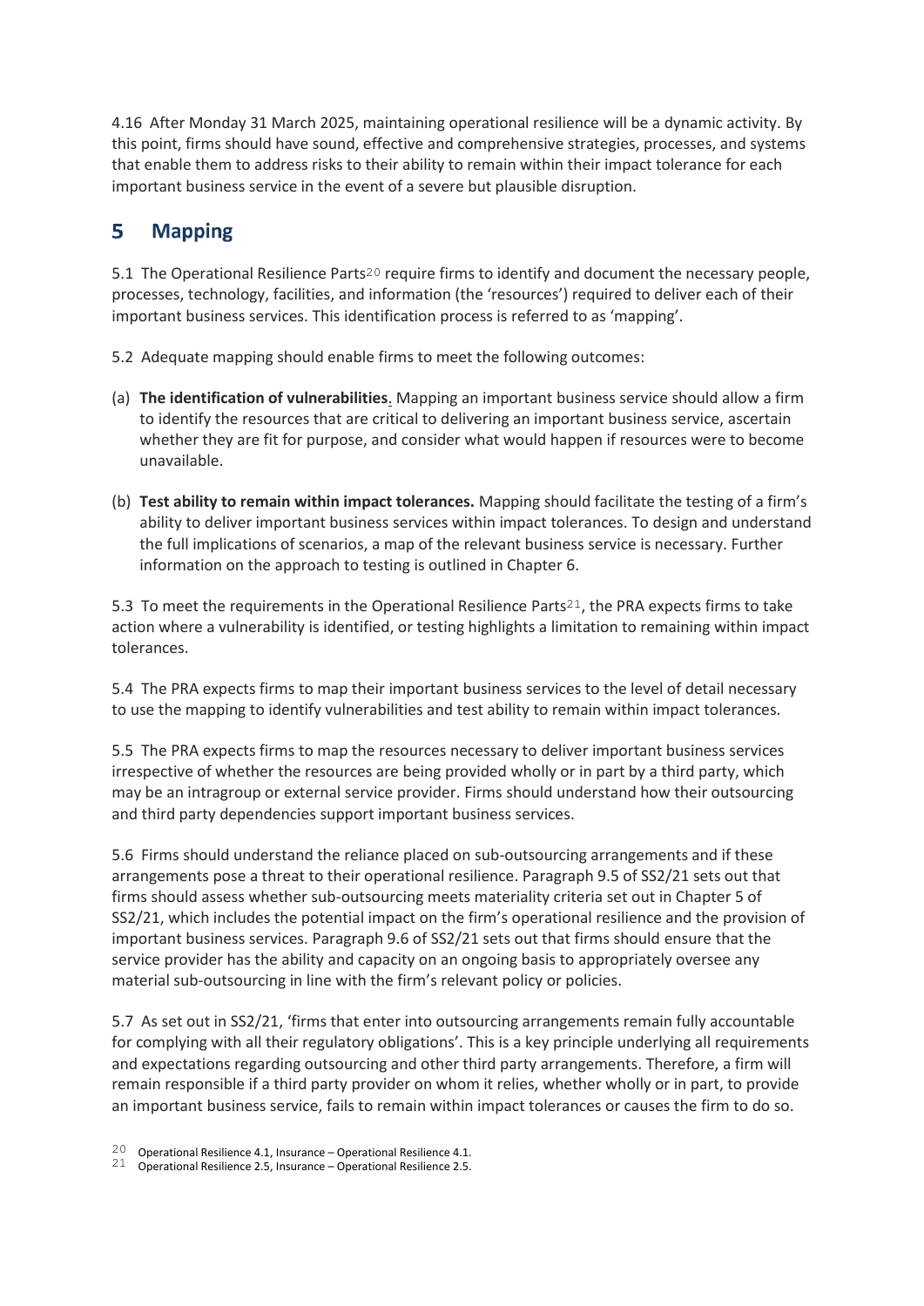4.16 After Monday 31 March 2025, maintaining operational resilience will be a dynamic activity. By this point, firms should have sound, effective and comprehensive strategies, processes, and systems that enable them to address risks to their ability to remain within their impact tolerance for each important business service in the event of a severe but plausible disruption.

## 5 Mapping

5.1 The Operational Resilience Parts[20] require firms to identify and document the necessary people, processes, technology, facilities, and information (the 'resources') required to deliver each of their important business services. This identification process is referred to as 'mapping'.

5.2 Adequate mapping should enable firms to meet the following outcomes:

(a) **The identification of vulnerabilities**. Mapping an important business service should allow a firm to identify the resources that are critical to delivering an important business service, ascertain whether they are fit for purpose, and consider what would happen if resources were to become unavailable.

(b) **Test ability to remain within impact tolerances.** Mapping should facilitate the testing of a firm's ability to deliver important business services within impact tolerances. To design and understand the full implications of scenarios, a map of the relevant business service is necessary. Further information on the approach to testing is outlined in Chapter 6.

5.3 To meet the requirements in the Operational Resilience Parts[21], the PRA expects firms to take action where a vulnerability is identified, or testing highlights a limitation to remaining within impact tolerances.

5.4 The PRA expects firms to map their important business services to the level of detail necessary to use the mapping to identify vulnerabilities and test ability to remain within impact tolerances.

5.5 The PRA expects firms to map the resources necessary to deliver important business services irrespective of whether the resources are being provided wholly or in part by a third party, which may be an intragroup or external service provider. Firms should understand how their outsourcing and third party dependencies support important business services.

5.6 Firms should understand the reliance placed on sub-outsourcing arrangements and if these arrangements pose a threat to their operational resilience. Paragraph 9.5 of SS2/21 sets out that firms should assess whether sub-outsourcing meets materiality criteria set out in Chapter 5 of SS2/21, which includes the potential impact on the firm's operational resilience and the provision of important business services. Paragraph 9.6 of SS2/21 sets out that firms should ensure that the service provider has the ability and capacity on an ongoing basis to appropriately oversee any material sub-outsourcing in line with the firm's relevant policy or policies.

5.7 As set out in SS2/21, 'firms that enter into outsourcing arrangements remain fully accountable for complying with all their regulatory obligations'. This is a key principle underlying all requirements and expectations regarding outsourcing and other third party arrangements. Therefore, a firm will remain responsible if a third party provider on whom it relies, whether wholly or in part, to provide an important business service, fails to remain within impact tolerances or causes the firm to do so.

[20] Operational Resilience 4.1, Insurance – Operational Resilience 4.1.
[21] Operational Resilience 2.5, Insurance – Operational Resilience 2.5.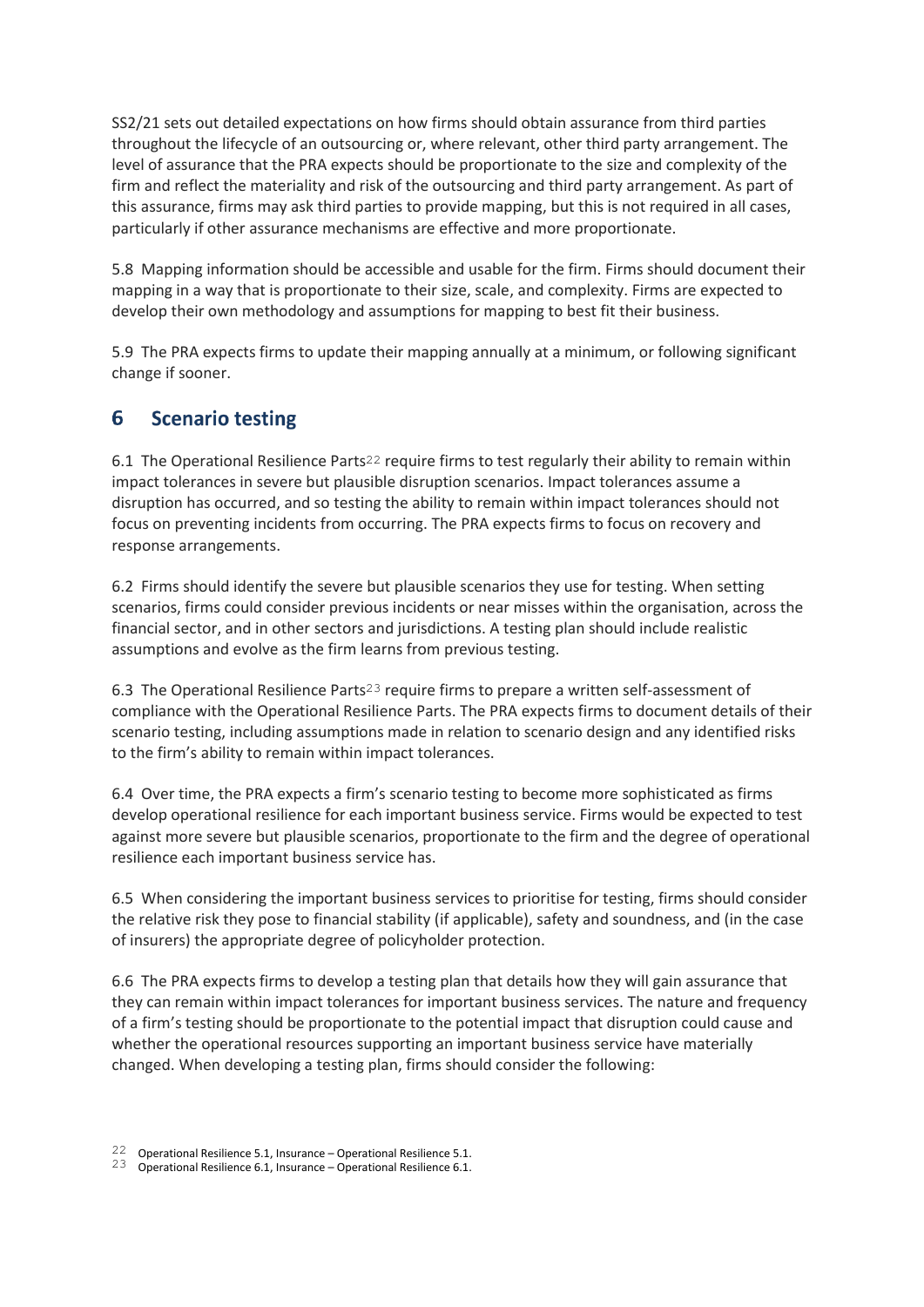SS2/21 sets out detailed expectations on how firms should obtain assurance from third parties throughout the lifecycle of an outsourcing or, where relevant, other third party arrangement. The level of assurance that the PRA expects should be proportionate to the size and complexity of the firm and reflect the materiality and risk of the outsourcing and third party arrangement. As part of this assurance, firms may ask third parties to provide mapping, but this is not required in all cases, particularly if other assurance mechanisms are effective and more proportionate.

5.8 Mapping information should be accessible and usable for the firm. Firms should document their mapping in a way that is proportionate to their size, scale, and complexity. Firms are expected to develop their own methodology and assumptions for mapping to best fit their business.

5.9 The PRA expects firms to update their mapping annually at a minimum, or following significant change if sooner.

## 6 Scenario testing

6.1 The Operational Resilience Parts[22] require firms to test regularly their ability to remain within impact tolerances in severe but plausible disruption scenarios. Impact tolerances assume a disruption has occurred, and so testing the ability to remain within impact tolerances should not focus on preventing incidents from occurring. The PRA expects firms to focus on recovery and response arrangements.

6.2 Firms should identify the severe but plausible scenarios they use for testing. When setting scenarios, firms could consider previous incidents or near misses within the organisation, across the financial sector, and in other sectors and jurisdictions. A testing plan should include realistic assumptions and evolve as the firm learns from previous testing.

6.3 The Operational Resilience Parts[23] require firms to prepare a written self-assessment of compliance with the Operational Resilience Parts. The PRA expects firms to document details of their scenario testing, including assumptions made in relation to scenario design and any identified risks to the firm's ability to remain within impact tolerances.

6.4 Over time, the PRA expects a firm's scenario testing to become more sophisticated as firms develop operational resilience for each important business service. Firms would be expected to test against more severe but plausible scenarios, proportionate to the firm and the degree of operational resilience each important business service has.

6.5 When considering the important business services to prioritise for testing, firms should consider the relative risk they pose to financial stability (if applicable), safety and soundness, and (in the case of insurers) the appropriate degree of policyholder protection.

6.6 The PRA expects firms to develop a testing plan that details how they will gain assurance that they can remain within impact tolerances for important business services. The nature and frequency of a firm's testing should be proportionate to the potential impact that disruption could cause and whether the operational resources supporting an important business service have materially changed. When developing a testing plan, firms should consider the following:

[22] Operational Resilience 5.1, Insurance – Operational Resilience 5.1.
[23] Operational Resilience 6.1, Insurance – Operational Resilience 6.1.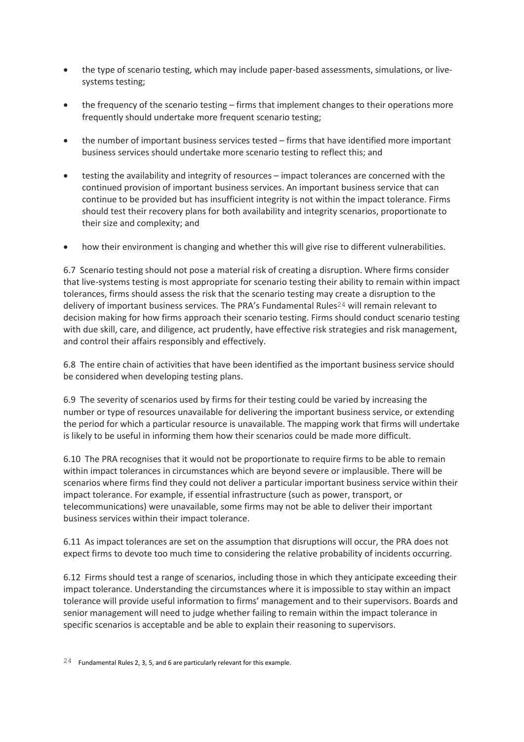- the type of scenario testing, which may include paper-based assessments, simulations, or live-systems testing;
- the frequency of the scenario testing – firms that implement changes to their operations more frequently should undertake more frequent scenario testing;
- the number of important business services tested – firms that have identified more important business services should undertake more scenario testing to reflect this; and
- testing the availability and integrity of resources – impact tolerances are concerned with the continued provision of important business services. An important business service that can continue to be provided but has insufficient integrity is not within the impact tolerance. Firms should test their recovery plans for both availability and integrity scenarios, proportionate to their size and complexity; and
- how their environment is changing and whether this will give rise to different vulnerabilities.

6.7 Scenario testing should not pose a material risk of creating a disruption. Where firms consider that live-systems testing is most appropriate for scenario testing their ability to remain within impact tolerances, firms should assess the risk that the scenario testing may create a disruption to the delivery of important business services. The PRA's Fundamental Rules[24] will remain relevant to decision making for how firms approach their scenario testing. Firms should conduct scenario testing with due skill, care, and diligence, act prudently, have effective risk strategies and risk management, and control their affairs responsibly and effectively.

6.8 The entire chain of activities that have been identified as the important business service should be considered when developing testing plans.

6.9 The severity of scenarios used by firms for their testing could be varied by increasing the number or type of resources unavailable for delivering the important business service, or extending the period for which a particular resource is unavailable. The mapping work that firms will undertake is likely to be useful in informing them how their scenarios could be made more difficult.

6.10 The PRA recognises that it would not be proportionate to require firms to be able to remain within impact tolerances in circumstances which are beyond severe or implausible. There will be scenarios where firms find they could not deliver a particular important business service within their impact tolerance. For example, if essential infrastructure (such as power, transport, or telecommunications) were unavailable, some firms may not be able to deliver their important business services within their impact tolerance.

6.11 As impact tolerances are set on the assumption that disruptions will occur, the PRA does not expect firms to devote too much time to considering the relative probability of incidents occurring.

6.12 Firms should test a range of scenarios, including those in which they anticipate exceeding their impact tolerance. Understanding the circumstances where it is impossible to stay within an impact tolerance will provide useful information to firms' management and to their supervisors. Boards and senior management will need to judge whether failing to remain within the impact tolerance in specific scenarios is acceptable and be able to explain their reasoning to supervisors.

[24] Fundamental Rules 2, 3, 5, and 6 are particularly relevant for this example.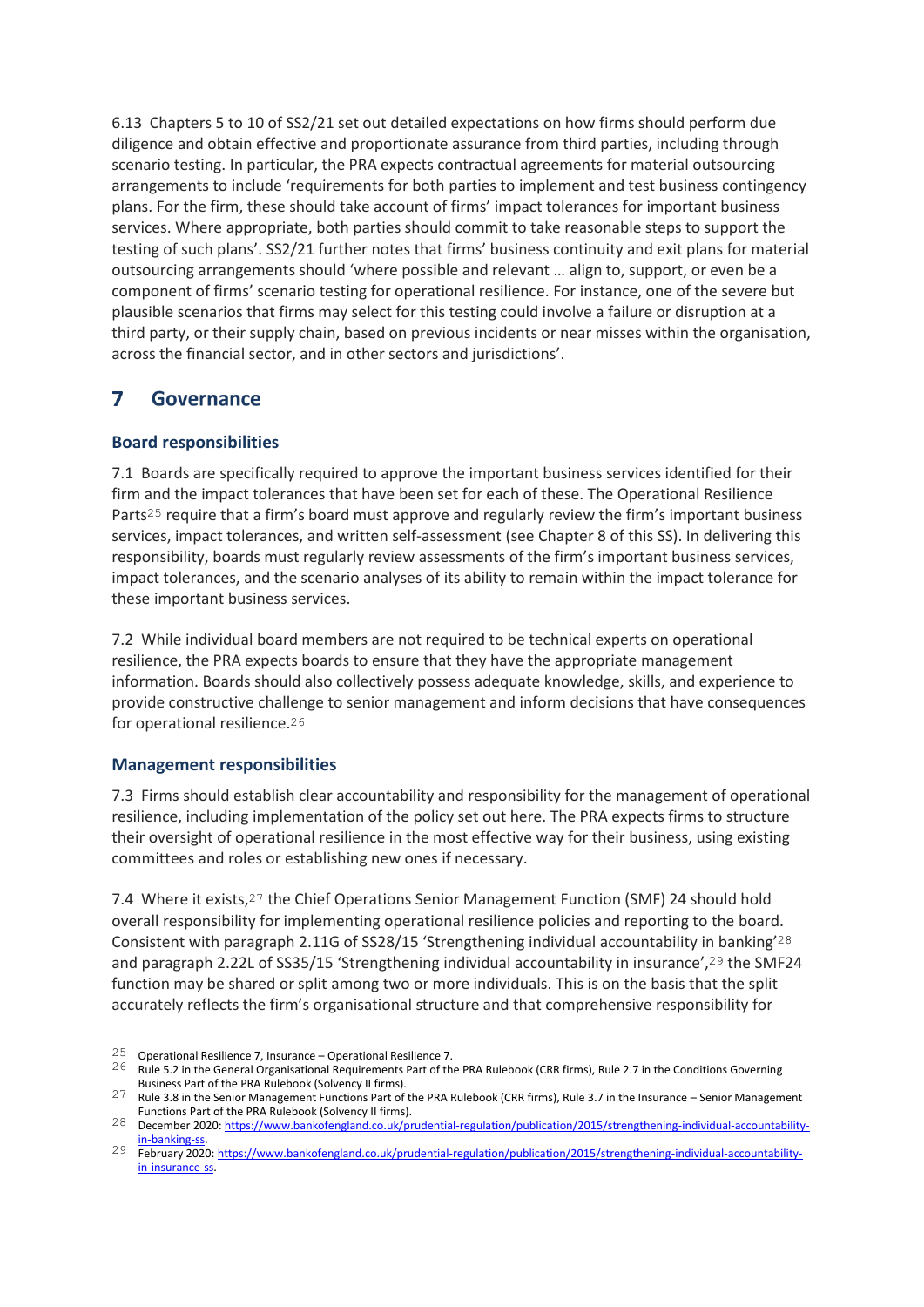6.13 Chapters 5 to 10 of SS2/21 set out detailed expectations on how firms should perform due diligence and obtain effective and proportionate assurance from third parties, including through scenario testing. In particular, the PRA expects contractual agreements for material outsourcing arrangements to include 'requirements for both parties to implement and test business contingency plans. For the firm, these should take account of firms' impact tolerances for important business services. Where appropriate, both parties should commit to take reasonable steps to support the testing of such plans'. SS2/21 further notes that firms' business continuity and exit plans for material outsourcing arrangements should 'where possible and relevant … align to, support, or even be a component of firms' scenario testing for operational resilience. For instance, one of the severe but plausible scenarios that firms may select for this testing could involve a failure or disruption at a third party, or their supply chain, based on previous incidents or near misses within the organisation, across the financial sector, and in other sectors and jurisdictions'.

# 7 Governance

## Board responsibilities

7.1 Boards are specifically required to approve the important business services identified for their firm and the impact tolerances that have been set for each of these. The Operational Resilience Parts[25] require that a firm's board must approve and regularly review the firm's important business services, impact tolerances, and written self-assessment (see Chapter 8 of this SS). In delivering this responsibility, boards must regularly review assessments of the firm's important business services, impact tolerances, and the scenario analyses of its ability to remain within the impact tolerance for these important business services.

7.2 While individual board members are not required to be technical experts on operational resilience, the PRA expects boards to ensure that they have the appropriate management information. Boards should also collectively possess adequate knowledge, skills, and experience to provide constructive challenge to senior management and inform decisions that have consequences for operational resilience.[26]

## Management responsibilities

7.3 Firms should establish clear accountability and responsibility for the management of operational resilience, including implementation of the policy set out here. The PRA expects firms to structure their oversight of operational resilience in the most effective way for their business, using existing committees and roles or establishing new ones if necessary.

7.4 Where it exists,[27] the Chief Operations Senior Management Function (SMF) 24 should hold overall responsibility for implementing operational resilience policies and reporting to the board. Consistent with paragraph 2.11G of SS28/15 'Strengthening individual accountability in banking'[28] and paragraph 2.22L of SS35/15 'Strengthening individual accountability in insurance',[29] the SMF24 function may be shared or split among two or more individuals. This is on the basis that the split accurately reflects the firm's organisational structure and that comprehensive responsibility for

---

[25] Operational Resilience 7, Insurance – Operational Resilience 7.

[26] Rule 5.2 in the General Organisational Requirements Part of the PRA Rulebook (CRR firms), Rule 2.7 in the Conditions Governing Business Part of the PRA Rulebook (Solvency II firms).

[27] Rule 3.8 in the Senior Management Functions Part of the PRA Rulebook (CRR firms), Rule 3.7 in the Insurance – Senior Management Functions Part of the PRA Rulebook (Solvency II firms).

[28] December 2020: https://www.bankofengland.co.uk/prudential-regulation/publication/2015/strengthening-individual-accountability-in-banking-ss.

[29] February 2020: https://www.bankofengland.co.uk/prudential-regulation/publication/2015/strengthening-individual-accountability-in-insurance-ss.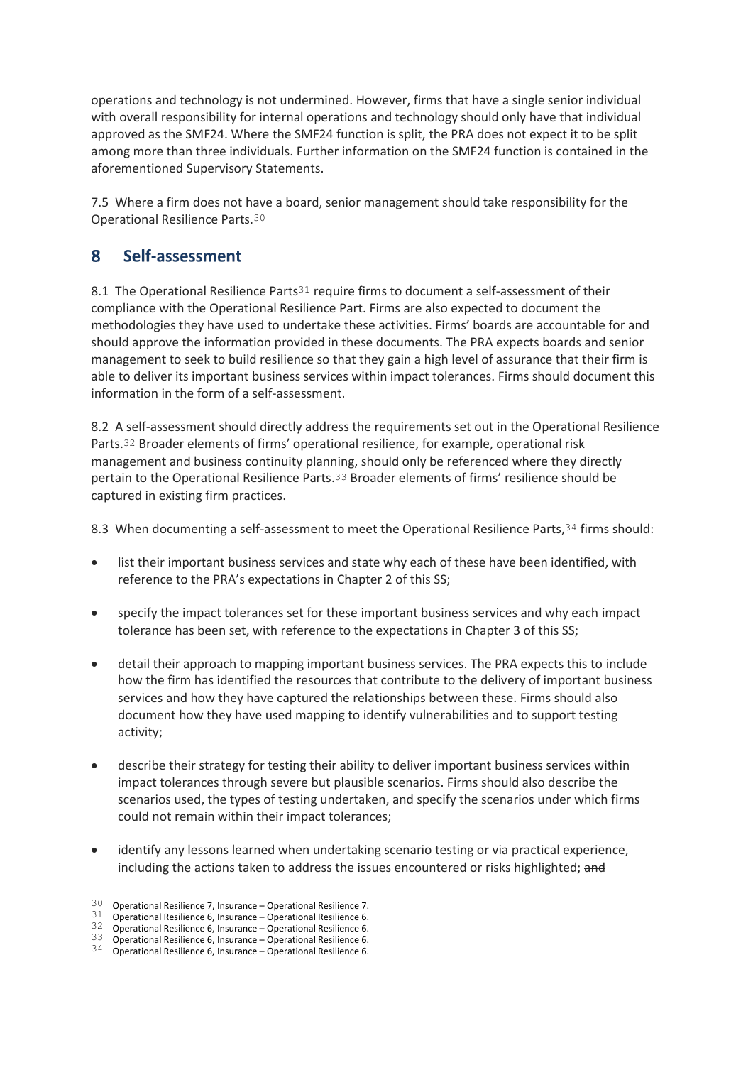operations and technology is not undermined. However, firms that have a single senior individual with overall responsibility for internal operations and technology should only have that individual approved as the SMF24. Where the SMF24 function is split, the PRA does not expect it to be split among more than three individuals. Further information on the SMF24 function is contained in the aforementioned Supervisory Statements.

7.5 Where a firm does not have a board, senior management should take responsibility for the Operational Resilience Parts.[30]

## 8 Self-assessment

8.1 The Operational Resilience Parts[31] require firms to document a self-assessment of their compliance with the Operational Resilience Part. Firms are also expected to document the methodologies they have used to undertake these activities. Firms' boards are accountable for and should approve the information provided in these documents. The PRA expects boards and senior management to seek to build resilience so that they gain a high level of assurance that their firm is able to deliver its important business services within impact tolerances. Firms should document this information in the form of a self-assessment.

8.2 A self-assessment should directly address the requirements set out in the Operational Resilience Parts.[32] Broader elements of firms' operational resilience, for example, operational risk management and business continuity planning, should only be referenced where they directly pertain to the Operational Resilience Parts.[33] Broader elements of firms' resilience should be captured in existing firm practices.

8.3 When documenting a self-assessment to meet the Operational Resilience Parts,[34] firms should:

- list their important business services and state why each of these have been identified, with reference to the PRA's expectations in Chapter 2 of this SS;
- specify the impact tolerances set for these important business services and why each impact tolerance has been set, with reference to the expectations in Chapter 3 of this SS;
- detail their approach to mapping important business services. The PRA expects this to include how the firm has identified the resources that contribute to the delivery of important business services and how they have captured the relationships between these. Firms should also document how they have used mapping to identify vulnerabilities and to support testing activity;
- describe their strategy for testing their ability to deliver important business services within impact tolerances through severe but plausible scenarios. Firms should also describe the scenarios used, the types of testing undertaken, and specify the scenarios under which firms could not remain within their impact tolerances;
- identify any lessons learned when undertaking scenario testing or via practical experience, including the actions taken to address the issues encountered or risks highlighted; ~~and~~

[30] Operational Resilience 7, Insurance – Operational Resilience 7.
[31] Operational Resilience 6, Insurance – Operational Resilience 6.
[32] Operational Resilience 6, Insurance – Operational Resilience 6.
[33] Operational Resilience 6, Insurance – Operational Resilience 6.
[34] Operational Resilience 6, Insurance – Operational Resilience 6.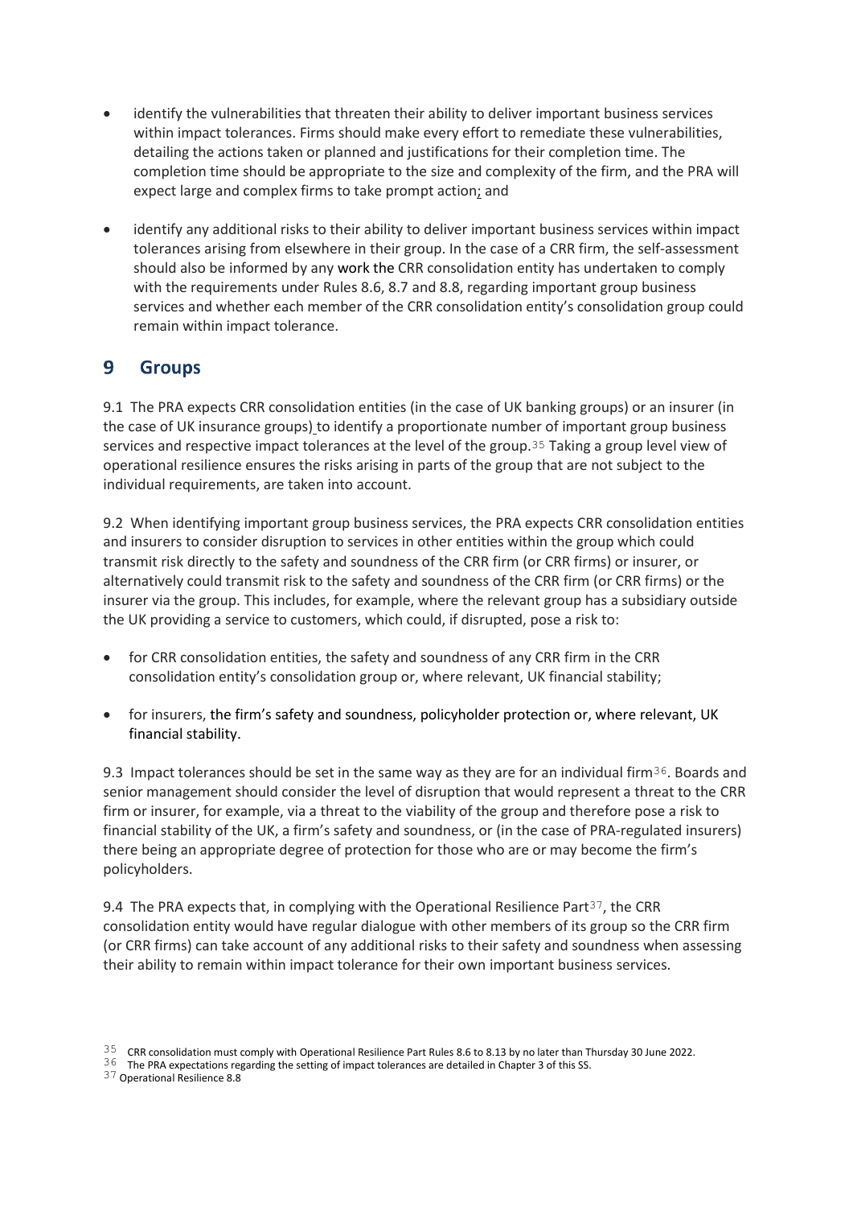- identify the vulnerabilities that threaten their ability to deliver important business services within impact tolerances. Firms should make every effort to remediate these vulnerabilities, detailing the actions taken or planned and justifications for their completion time. The completion time should be appropriate to the size and complexity of the firm, and the PRA will expect large and complex firms to take prompt action; and
- identify any additional risks to their ability to deliver important business services within impact tolerances arising from elsewhere in their group. In the case of a CRR firm, the self-assessment should also be informed by any work the CRR consolidation entity has undertaken to comply with the requirements under Rules 8.6, 8.7 and 8.8, regarding important group business services and whether each member of the CRR consolidation entity's consolidation group could remain within impact tolerance.

## 9 Groups

9.1 The PRA expects CRR consolidation entities (in the case of UK banking groups) or an insurer (in the case of UK insurance groups) to identify a proportionate number of important group business services and respective impact tolerances at the level of the group.[35] Taking a group level view of operational resilience ensures the risks arising in parts of the group that are not subject to the individual requirements, are taken into account.

9.2 When identifying important group business services, the PRA expects CRR consolidation entities and insurers to consider disruption to services in other entities within the group which could transmit risk directly to the safety and soundness of the CRR firm (or CRR firms) or insurer, or alternatively could transmit risk to the safety and soundness of the CRR firm (or CRR firms) or the insurer via the group. This includes, for example, where the relevant group has a subsidiary outside the UK providing a service to customers, which could, if disrupted, pose a risk to:

- for CRR consolidation entities, the safety and soundness of any CRR firm in the CRR consolidation entity's consolidation group or, where relevant, UK financial stability;
- for insurers, the firm's safety and soundness, policyholder protection or, where relevant, UK financial stability.

9.3 Impact tolerances should be set in the same way as they are for an individual firm[36]. Boards and senior management should consider the level of disruption that would represent a threat to the CRR firm or insurer, for example, via a threat to the viability of the group and therefore pose a risk to financial stability of the UK, a firm's safety and soundness, or (in the case of PRA-regulated insurers) there being an appropriate degree of protection for those who are or may become the firm's policyholders.

9.4 The PRA expects that, in complying with the Operational Resilience Part[37], the CRR consolidation entity would have regular dialogue with other members of its group so the CRR firm (or CRR firms) can take account of any additional risks to their safety and soundness when assessing their ability to remain within impact tolerance for their own important business services.

[35] CRR consolidation must comply with Operational Resilience Part Rules 8.6 to 8.13 by no later than Thursday 30 June 2022.

[36] The PRA expectations regarding the setting of impact tolerances are detailed in Chapter 3 of this SS.

[37] Operational Resilience 8.8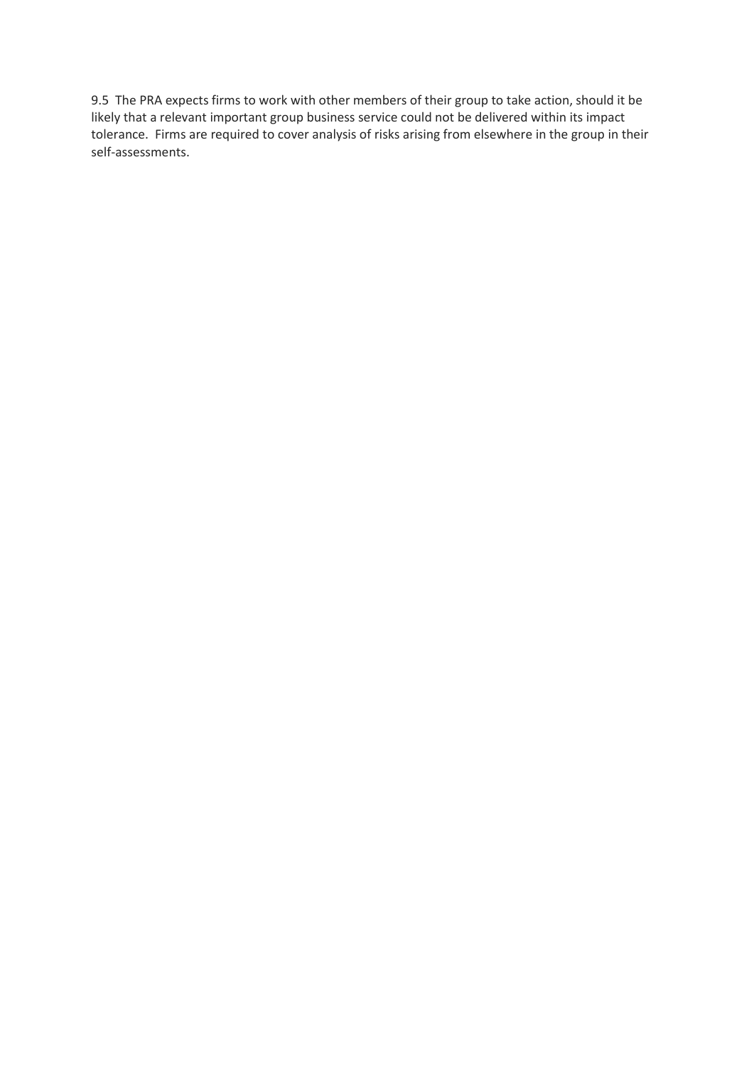9.5 The PRA expects firms to work with other members of their group to take action, should it be likely that a relevant important group business service could not be delivered within its impact tolerance. Firms are required to cover analysis of risks arising from elsewhere in the group in their self-assessments.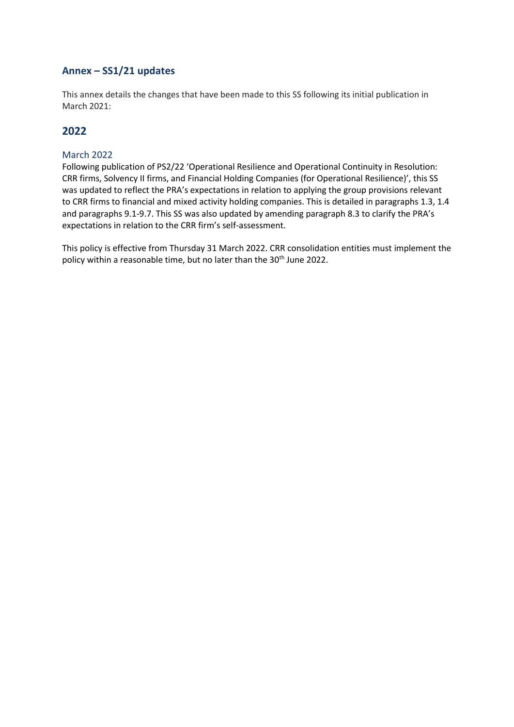## Annex – SS1/21 updates

This annex details the changes that have been made to this SS following its initial publication in March 2021:

# 2022

### March 2022

Following publication of PS2/22 'Operational Resilience and Operational Continuity in Resolution: CRR firms, Solvency II firms, and Financial Holding Companies (for Operational Resilience)', this SS was updated to reflect the PRA's expectations in relation to applying the group provisions relevant to CRR firms to financial and mixed activity holding companies. This is detailed in paragraphs 1.3, 1.4 and paragraphs 9.1-9.7. This SS was also updated by amending paragraph 8.3 to clarify the PRA's expectations in relation to the CRR firm's self-assessment.

This policy is effective from Thursday 31 March 2022. CRR consolidation entities must implement the policy within a reasonable time, but no later than the 30th June 2022.